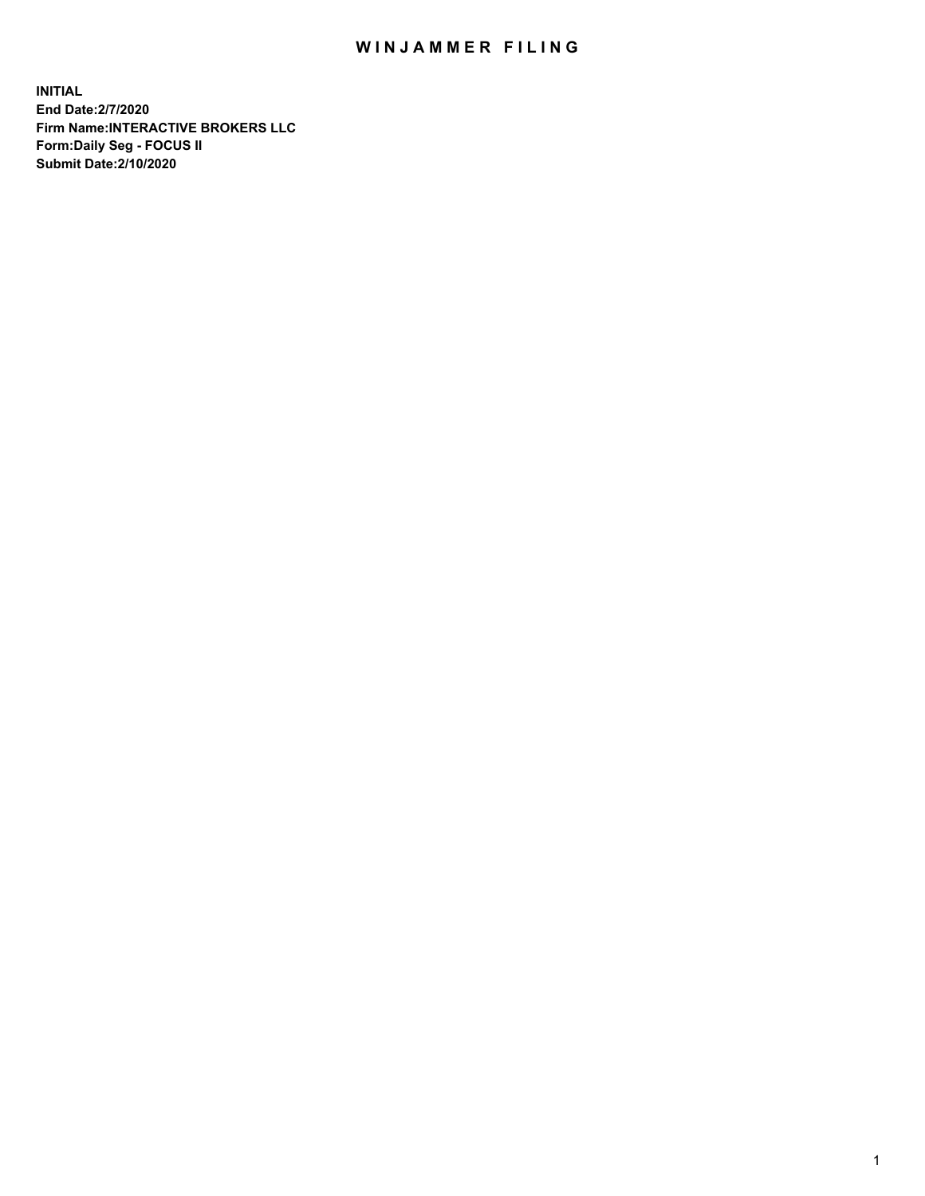# WINJAMMER FILING

**INITIAL**
**End Date:2/7/2020**
**Firm Name:INTERACTIVE BROKERS LLC**
**Form:Daily Seg - FOCUS II**
**Submit Date:2/10/2020**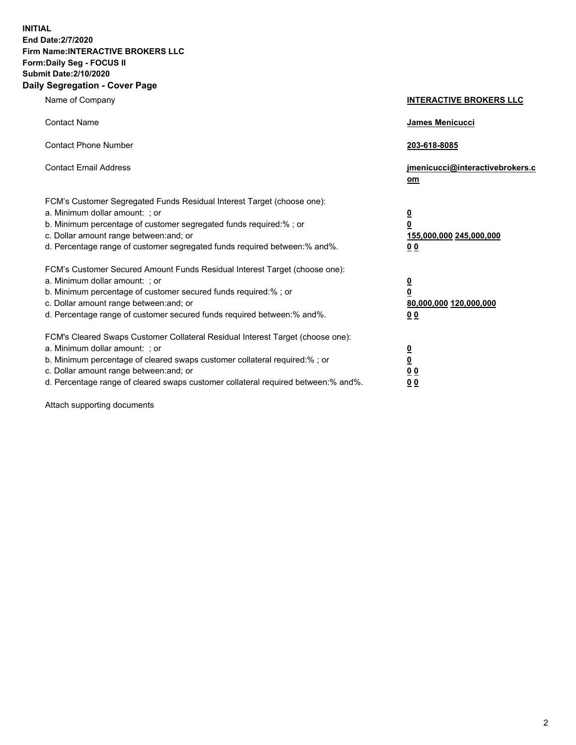**INITIAL**
**End Date:2/7/2020**
**Firm Name:INTERACTIVE BROKERS LLC**
**Form:Daily Seg - FOCUS II**
**Submit Date:2/10/2020**
**Daily Segregation - Cover Page**

| | |
|---|---|
| Name of Company | **INTERACTIVE BROKERS LLC** |
| Contact Name | **James Menicucci** |
| Contact Phone Number | **203-618-8085** |
| Contact Email Address | **jmenicucci@interactivebrokers.com** |
| FCM's Customer Segregated Funds Residual Interest Target (choose one): | |
| a. Minimum dollar amount: ; or | **0** |
| b. Minimum percentage of customer segregated funds required:% ; or | **0** |
| c. Dollar amount range between:and; or | **155,000,000 245,000,000** |
| d. Percentage range of customer segregated funds required between:% and%. | **0 0** |
| FCM's Customer Secured Amount Funds Residual Interest Target (choose one): | |
| a. Minimum dollar amount: ; or | **0** |
| b. Minimum percentage of customer secured funds required:% ; or | **0** |
| c. Dollar amount range between:and; or | **80,000,000 120,000,000** |
| d. Percentage range of customer secured funds required between:% and%. | **0 0** |
| FCM's Cleared Swaps Customer Collateral Residual Interest Target (choose one): | |
| a. Minimum dollar amount: ; or | **0** |
| b. Minimum percentage of cleared swaps customer collateral required:% ; or | **0** |
| c. Dollar amount range between:and; or | **0 0** |
| d. Percentage range of cleared swaps customer collateral required between:% and%. | **0 0** |

Attach supporting documents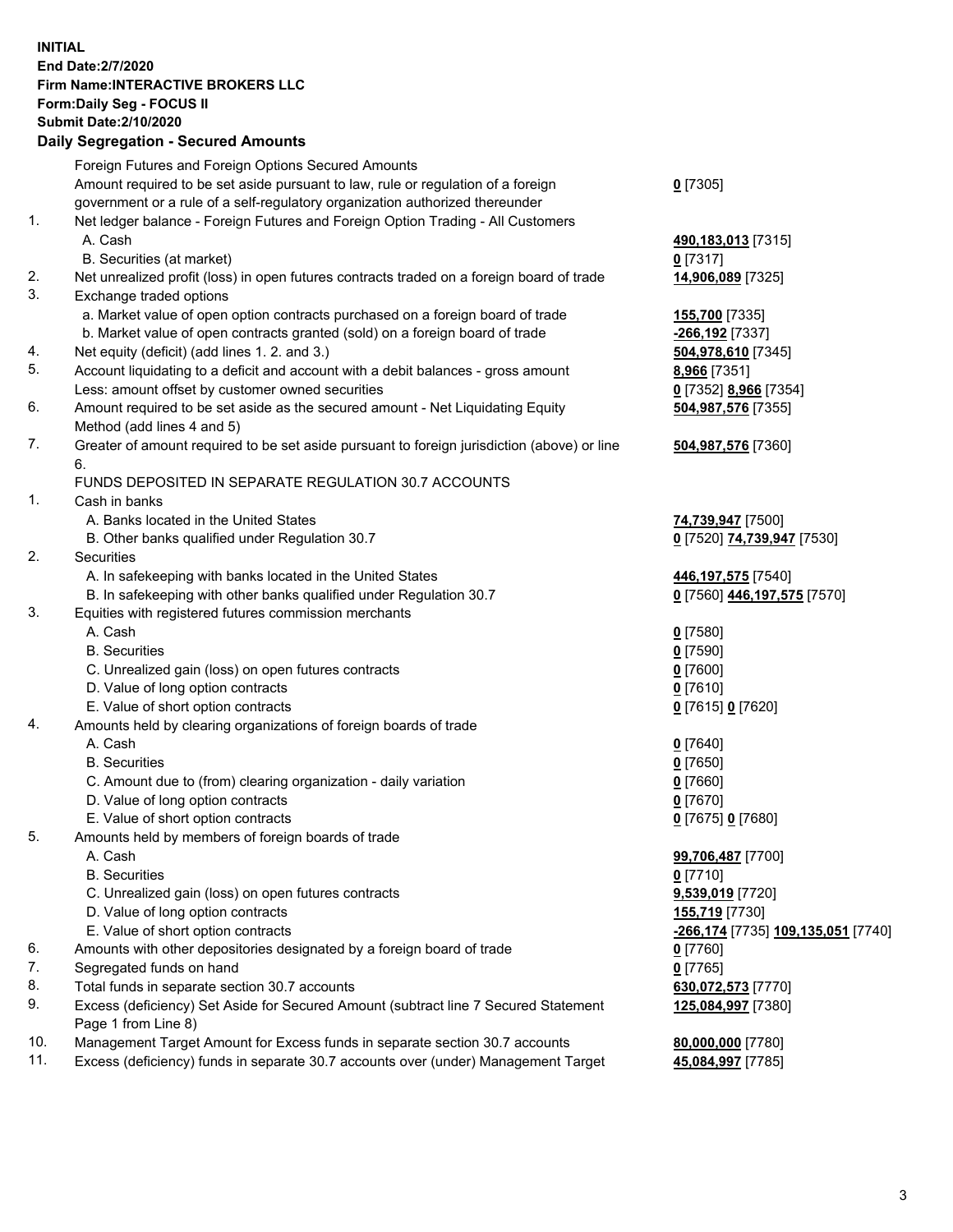**INITIAL**
**End Date:2/7/2020**
**Firm Name:INTERACTIVE BROKERS LLC**
**Form:Daily Seg - FOCUS II**
**Submit Date:2/10/2020**

## Daily Segregation - Secured Amounts

| | | |
|---|---|---|
| | Foreign Futures and Foreign Options Secured Amounts | |
| | Amount required to be set aside pursuant to law, rule or regulation of a foreign government or a rule of a self-regulatory organization authorized thereunder | **0** [7305] |
| 1. | Net ledger balance - Foreign Futures and Foreign Option Trading - All Customers | |
| | A. Cash | **490,183,013** [7315] |
| | B. Securities (at market) | **0** [7317] |
| 2. | Net unrealized profit (loss) in open futures contracts traded on a foreign board of trade | **14,906,089** [7325] |
| 3. | Exchange traded options | |
| | a. Market value of open option contracts purchased on a foreign board of trade | **155,700** [7335] |
| | b. Market value of open contracts granted (sold) on a foreign board of trade | **-266,192** [7337] |
| 4. | Net equity (deficit) (add lines 1. 2. and 3.) | **504,978,610** [7345] |
| 5. | Account liquidating to a deficit and account with a debit balances - gross amount | **8,966** [7351] |
| | Less: amount offset by customer owned securities | **0** [7352] **8,966** [7354] |
| 6. | Amount required to be set aside as the secured amount - Net Liquidating Equity Method (add lines 4 and 5) | **504,987,576** [7355] |
| 7. | Greater of amount required to be set aside pursuant to foreign jurisdiction (above) or line 6. | **504,987,576** [7360] |
| | FUNDS DEPOSITED IN SEPARATE REGULATION 30.7 ACCOUNTS | |
| 1. | Cash in banks | |
| | A. Banks located in the United States | **74,739,947** [7500] |
| | B. Other banks qualified under Regulation 30.7 | **0** [7520] **74,739,947** [7530] |
| 2. | Securities | |
| | A. In safekeeping with banks located in the United States | **446,197,575** [7540] |
| | B. In safekeeping with other banks qualified under Regulation 30.7 | **0** [7560] **446,197,575** [7570] |
| 3. | Equities with registered futures commission merchants | |
| | A. Cash | **0** [7580] |
| | B. Securities | **0** [7590] |
| | C. Unrealized gain (loss) on open futures contracts | **0** [7600] |
| | D. Value of long option contracts | **0** [7610] |
| | E. Value of short option contracts | **0** [7615] **0** [7620] |
| 4. | Amounts held by clearing organizations of foreign boards of trade | |
| | A. Cash | **0** [7640] |
| | B. Securities | **0** [7650] |
| | C. Amount due to (from) clearing organization - daily variation | **0** [7660] |
| | D. Value of long option contracts | **0** [7670] |
| | E. Value of short option contracts | **0** [7675] **0** [7680] |
| 5. | Amounts held by members of foreign boards of trade | |
| | A. Cash | **99,706,487** [7700] |
| | B. Securities | **0** [7710] |
| | C. Unrealized gain (loss) on open futures contracts | **9,539,019** [7720] |
| | D. Value of long option contracts | **155,719** [7730] |
| | E. Value of short option contracts | **-266,174** [7735] **109,135,051** [7740] |
| 6. | Amounts with other depositories designated by a foreign board of trade | **0** [7760] |
| 7. | Segregated funds on hand | **0** [7765] |
| 8. | Total funds in separate section 30.7 accounts | **630,072,573** [7770] |
| 9. | Excess (deficiency) Set Aside for Secured Amount (subtract line 7 Secured Statement Page 1 from Line 8) | **125,084,997** [7380] |
| 10. | Management Target Amount for Excess funds in separate section 30.7 accounts | **80,000,000** [7780] |
| 11. | Excess (deficiency) funds in separate 30.7 accounts over (under) Management Target | **45,084,997** [7785] |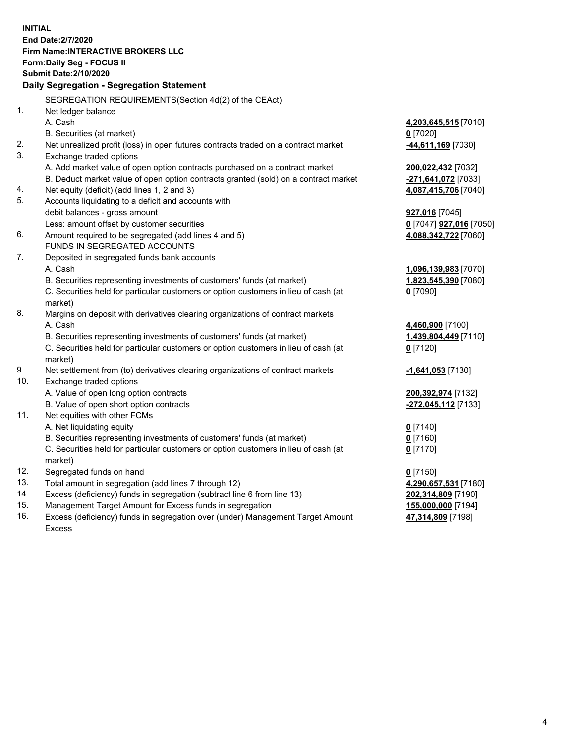**INITIAL**
**End Date:2/7/2020**
**Firm Name:INTERACTIVE BROKERS LLC**
**Form:Daily Seg - FOCUS II**
**Submit Date:2/10/2020**

## Daily Segregation - Segregation Statement

SEGREGATION REQUIREMENTS(Section 4d(2) of the CEAct)

| | | |
|---|---|---|
| 1. | Net ledger balance | |
| | A. Cash | **4,203,645,515** [7010] |
| | B. Securities (at market) | **0** [7020] |
| 2. | Net unrealized profit (loss) in open futures contracts traded on a contract market | **-44,611,169** [7030] |
| 3. | Exchange traded options | |
| | A. Add market value of open option contracts purchased on a contract market | **200,022,432** [7032] |
| | B. Deduct market value of open option contracts granted (sold) on a contract market | **-271,641,072** [7033] |
| 4. | Net equity (deficit) (add lines 1, 2 and 3) | **4,087,415,706** [7040] |
| 5. | Accounts liquidating to a deficit and accounts with debit balances - gross amount | **927,016** [7045] |
| | Less: amount offset by customer securities | **0** [7047] **927,016** [7050] |
| 6. | Amount required to be segregated (add lines 4 and 5) | **4,088,342,722** [7060] |
| | FUNDS IN SEGREGATED ACCOUNTS | |
| 7. | Deposited in segregated funds bank accounts | |
| | A. Cash | **1,096,139,983** [7070] |
| | B. Securities representing investments of customers' funds (at market) | **1,823,545,390** [7080] |
| | C. Securities held for particular customers or option customers in lieu of cash (at market) | **0** [7090] |
| 8. | Margins on deposit with derivatives clearing organizations of contract markets | |
| | A. Cash | **4,460,900** [7100] |
| | B. Securities representing investments of customers' funds (at market) | **1,439,804,449** [7110] |
| | C. Securities held for particular customers or option customers in lieu of cash (at market) | **0** [7120] |
| 9. | Net settlement from (to) derivatives clearing organizations of contract markets | **-1,641,053** [7130] |
| 10. | Exchange traded options | |
| | A. Value of open long option contracts | **200,392,974** [7132] |
| | B. Value of open short option contracts | **-272,045,112** [7133] |
| 11. | Net equities with other FCMs | |
| | A. Net liquidating equity | **0** [7140] |
| | B. Securities representing investments of customers' funds (at market) | **0** [7160] |
| | C. Securities held for particular customers or option customers in lieu of cash (at market) | **0** [7170] |
| 12. | Segregated funds on hand | **0** [7150] |
| 13. | Total amount in segregation (add lines 7 through 12) | **4,290,657,531** [7180] |
| 14. | Excess (deficiency) funds in segregation (subtract line 6 from line 13) | **202,314,809** [7190] |
| 15. | Management Target Amount for Excess funds in segregation | **155,000,000** [7194] |
| 16. | Excess (deficiency) funds in segregation over (under) Management Target Amount Excess | **47,314,809** [7198] |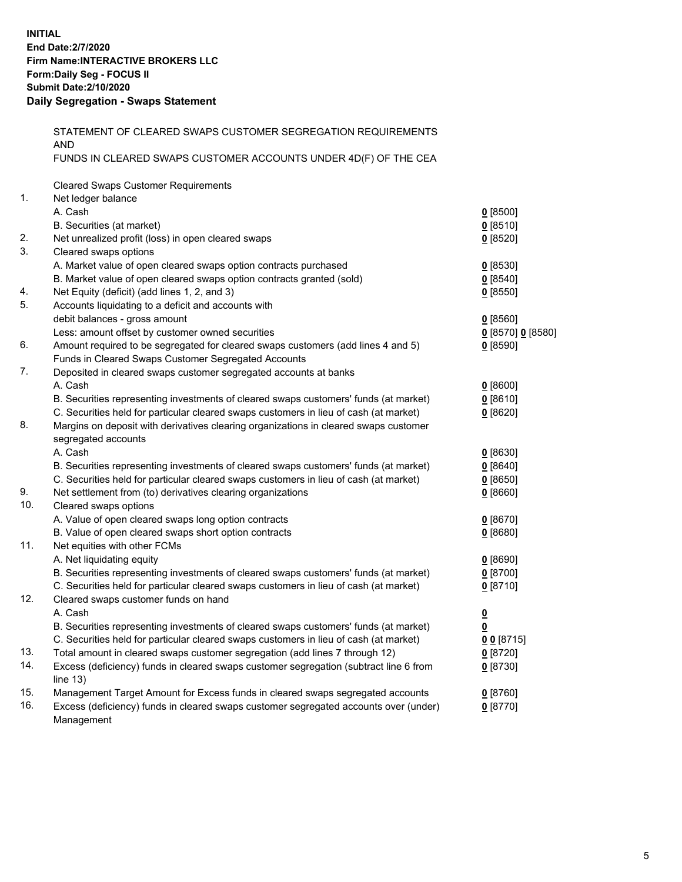**INITIAL**
**End Date:2/7/2020**
**Firm Name:INTERACTIVE BROKERS LLC**
**Form:Daily Seg - FOCUS II**
**Submit Date:2/10/2020**
**Daily Segregation - Swaps Statement**

STATEMENT OF CLEARED SWAPS CUSTOMER SEGREGATION REQUIREMENTS AND FUNDS IN CLEARED SWAPS CUSTOMER ACCOUNTS UNDER 4D(F) OF THE CEA

| | | |
|---|---|---|
| | Cleared Swaps Customer Requirements | |
| 1. | Net ledger balance | |
| | A. Cash | 0 [8500] |
| | B. Securities (at market) | 0 [8510] |
| 2. | Net unrealized profit (loss) in open cleared swaps | 0 [8520] |
| 3. | Cleared swaps options | |
| | A. Market value of open cleared swaps option contracts purchased | 0 [8530] |
| | B. Market value of open cleared swaps option contracts granted (sold) | 0 [8540] |
| 4. | Net Equity (deficit) (add lines 1, 2, and 3) | 0 [8550] |
| 5. | Accounts liquidating to a deficit and accounts with debit balances - gross amount | 0 [8560] |
| | Less: amount offset by customer owned securities | 0 [8570] 0 [8580] |
| 6. | Amount required to be segregated for cleared swaps customers (add lines 4 and 5) | 0 [8590] |
| | Funds in Cleared Swaps Customer Segregated Accounts | |
| 7. | Deposited in cleared swaps customer segregated accounts at banks | |
| | A. Cash | 0 [8600] |
| | B. Securities representing investments of cleared swaps customers' funds (at market) | 0 [8610] |
| | C. Securities held for particular cleared swaps customers in lieu of cash (at market) | 0 [8620] |
| 8. | Margins on deposit with derivatives clearing organizations in cleared swaps customer segregated accounts | |
| | A. Cash | 0 [8630] |
| | B. Securities representing investments of cleared swaps customers' funds (at market) | 0 [8640] |
| | C. Securities held for particular cleared swaps customers in lieu of cash (at market) | 0 [8650] |
| 9. | Net settlement from (to) derivatives clearing organizations | 0 [8660] |
| 10. | Cleared swaps options | |
| | A. Value of open cleared swaps long option contracts | 0 [8670] |
| | B. Value of open cleared swaps short option contracts | 0 [8680] |
| 11. | Net equities with other FCMs | |
| | A. Net liquidating equity | 0 [8690] |
| | B. Securities representing investments of cleared swaps customers' funds (at market) | 0 [8700] |
| | C. Securities held for particular cleared swaps customers in lieu of cash (at market) | 0 [8710] |
| 12. | Cleared swaps customer funds on hand | |
| | A. Cash | 0 |
| | B. Securities representing investments of cleared swaps customers' funds (at market) | 0 |
| | C. Securities held for particular cleared swaps customers in lieu of cash (at market) | 0 0 [8715] |
| 13. | Total amount in cleared swaps customer segregation (add lines 7 through 12) | 0 [8720] |
| 14. | Excess (deficiency) funds in cleared swaps customer segregation (subtract line 6 from line 13) | 0 [8730] |
| 15. | Management Target Amount for Excess funds in cleared swaps segregated accounts | 0 [8760] |
| 16. | Excess (deficiency) funds in cleared swaps customer segregated accounts over (under) Management | 0 [8770] |